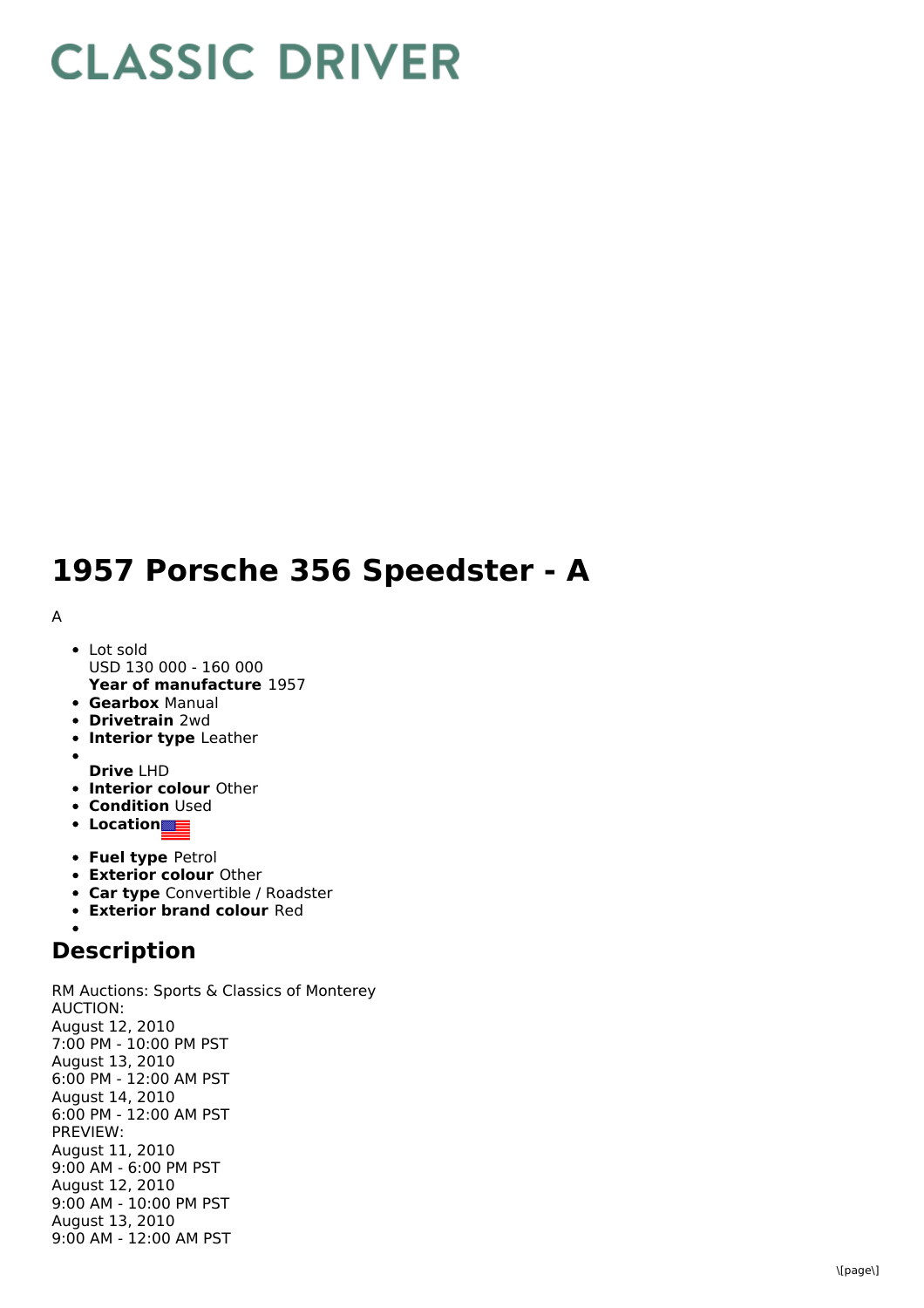# CLASSIC DRIVER

# 1957 Porsche 356 Speedster - A

A

- Lot sold
  USD 130 000 - 160 000
  **Year of manufacture** 1957
- **Gearbox** Manual
- **Drivetrain** 2wd
- **Interior type** Leather
- 
  **Drive** LHD
- **Interior colour** Other
- **Condition** Used
- **Location**
- **Fuel type** Petrol
- **Exterior colour** Other
- **Car type** Convertible / Roadster
- **Exterior brand colour** Red
- 

## Description

RM Auctions: Sports & Classics of Monterey
AUCTION:
August 12, 2010
7:00 PM - 10:00 PM PST
August 13, 2010
6:00 PM - 12:00 AM PST
August 14, 2010
6:00 PM - 12:00 AM PST
PREVIEW:
August 11, 2010
9:00 AM - 6:00 PM PST
August 12, 2010
9:00 AM - 10:00 PM PST
August 13, 2010
9:00 AM - 12:00 AM PST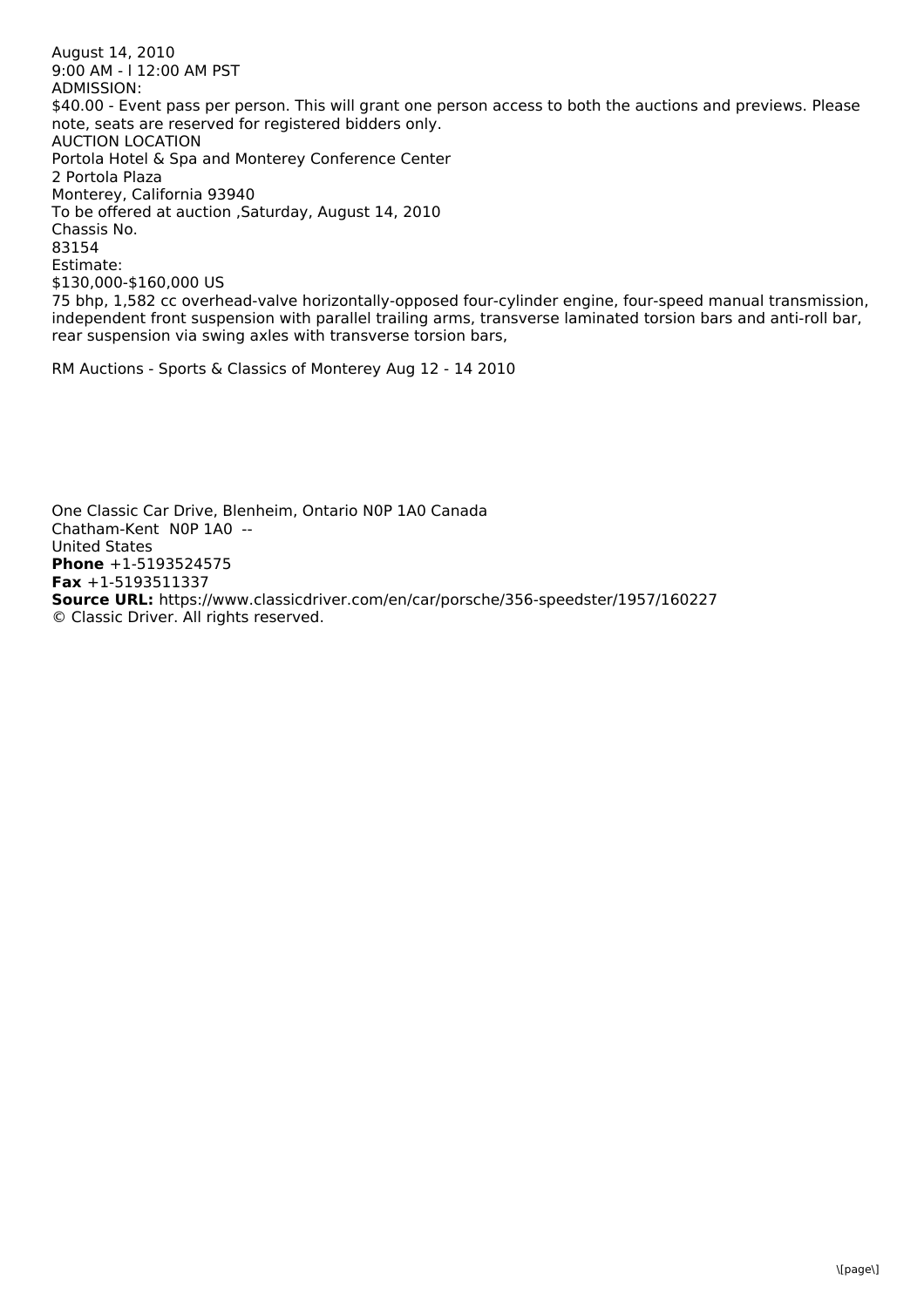August 14, 2010
9:00 AM - l 12:00 AM PST
ADMISSION:
$40.00 - Event pass per person. This will grant one person access to both the auctions and previews. Please note, seats are reserved for registered bidders only.
AUCTION LOCATION
Portola Hotel & Spa and Monterey Conference Center
2 Portola Plaza
Monterey, California 93940
To be offered at auction ,Saturday, August 14, 2010
Chassis No.
83154
Estimate:
$130,000-$160,000 US
75 bhp, 1,582 cc overhead-valve horizontally-opposed four-cylinder engine, four-speed manual transmission, independent front suspension with parallel trailing arms, transverse laminated torsion bars and anti-roll bar, rear suspension via swing axles with transverse torsion bars,

RM Auctions - Sports & Classics of Monterey Aug 12 - 14 2010

One Classic Car Drive, Blenheim, Ontario N0P 1A0 Canada
Chatham-Kent N0P 1A0 --
United States
**Phone** +1-5193524575
**Fax** +1-5193511337
**Source URL:** https://www.classicdriver.com/en/car/porsche/356-speedster/1957/160227
© Classic Driver. All rights reserved.